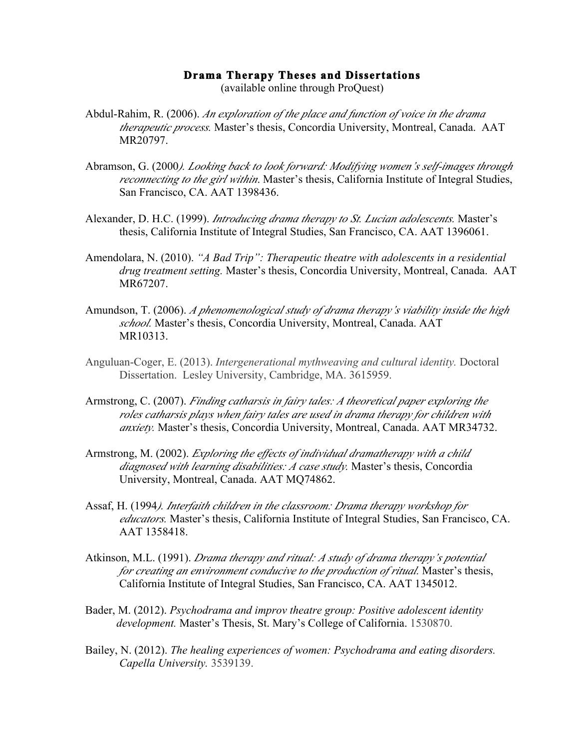# **Drama Therapy Theses and Dissertations**

(available online through ProQuest)

Abdul-Rahim, R. (2006). *An exploration of the place and function of voice in the drama therapeutic process.* Master's thesis, Concordia University, Montreal, Canada. AAT MR20797.

Abramson, G. (2000*). Looking back to look forward: Modifying women's self-images through reconnecting to the girl within.* Master's thesis, California Institute of Integral Studies, San Francisco, CA. AAT 1398436.

Alexander, D. H.C. (1999). *Introducing drama therapy to St. Lucian adolescents.* Master's thesis, California Institute of Integral Studies, San Francisco, CA. AAT 1396061.

Amendolara, N. (2010). *"A Bad Trip": Therapeutic theatre with adolescents in a residential drug treatment setting.* Master's thesis, Concordia University, Montreal, Canada. AAT MR67207.

Amundson, T. (2006). *A phenomenological study of drama therapy's viability inside the high school.* Master's thesis, Concordia University, Montreal, Canada. AAT MR10313.

Anguluan-Coger, E. (2013). *Intergenerational mythweaving and cultural identity.* Doctoral Dissertation. Lesley University, Cambridge, MA. 3615959.

Armstrong, C. (2007). *Finding catharsis in fairy tales: A theoretical paper exploring the roles catharsis plays when fairy tales are used in drama therapy for children with anxiety.* Master's thesis, Concordia University, Montreal, Canada. AAT MR34732.

Armstrong, M. (2002). *Exploring the effects of individual dramatherapy with a child diagnosed with learning disabilities: A case study.* Master's thesis, Concordia University, Montreal, Canada. AAT MQ74862.

Assaf, H. (1994*). Interfaith children in the classroom: Drama therapy workshop for educators.* Master's thesis, California Institute of Integral Studies, San Francisco, CA. AAT 1358418.

Atkinson, M.L. (1991). *Drama therapy and ritual: A study of drama therapy's potential for creating an environment conducive to the production of ritual.* Master's thesis, California Institute of Integral Studies, San Francisco, CA. AAT 1345012.

Bader, M. (2012). *Psychodrama and improv theatre group: Positive adolescent identity development.* Master's Thesis, St. Mary's College of California. 1530870.

Bailey, N. (2012). *The healing experiences of women: Psychodrama and eating disorders. Capella University.* 3539139.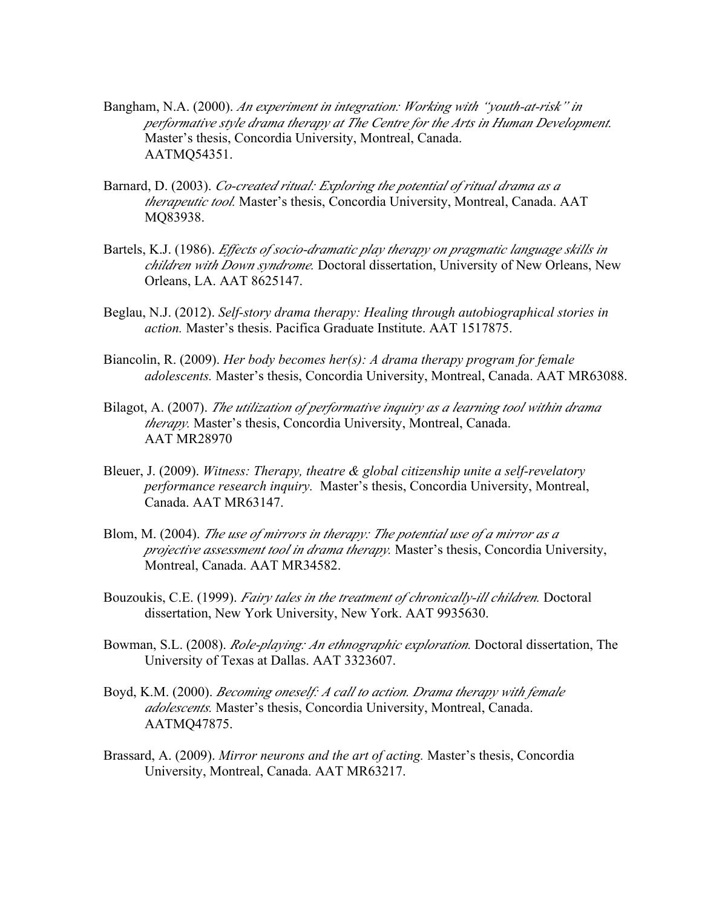Bangham, N.A. (2000). *An experiment in integration: Working with "youth-at-risk" in performative style drama therapy at The Centre for the Arts in Human Development.* Master's thesis, Concordia University, Montreal, Canada. AATMQ54351.

Barnard, D. (2003). *Co-created ritual: Exploring the potential of ritual drama as a therapeutic tool.* Master's thesis, Concordia University, Montreal, Canada. AAT MQ83938.

Bartels, K.J. (1986). *Effects of socio-dramatic play therapy on pragmatic language skills in children with Down syndrome.* Doctoral dissertation, University of New Orleans, New Orleans, LA. AAT 8625147.

Beglau, N.J. (2012). *Self-story drama therapy: Healing through autobiographical stories in action.* Master's thesis. Pacifica Graduate Institute. AAT 1517875.

Biancolin, R. (2009). *Her body becomes her(s): A drama therapy program for female adolescents.* Master's thesis, Concordia University, Montreal, Canada. AAT MR63088.

Bilagot, A. (2007). *The utilization of performative inquiry as a learning tool within drama therapy.* Master's thesis, Concordia University, Montreal, Canada. AAT MR28970

Bleuer, J. (2009). *Witness: Therapy, theatre & global citizenship unite a self-revelatory performance research inquiry.* Master's thesis, Concordia University, Montreal, Canada. AAT MR63147.

Blom, M. (2004). *The use of mirrors in therapy: The potential use of a mirror as a projective assessment tool in drama therapy.* Master's thesis, Concordia University, Montreal, Canada. AAT MR34582.

Bouzoukis, C.E. (1999). *Fairy tales in the treatment of chronically-ill children.* Doctoral dissertation, New York University, New York. AAT 9935630.

Bowman, S.L. (2008). *Role-playing: An ethnographic exploration.* Doctoral dissertation, The University of Texas at Dallas. AAT 3323607.

Boyd, K.M. (2000). *Becoming oneself: A call to action. Drama therapy with female adolescents.* Master's thesis, Concordia University, Montreal, Canada. AATMQ47875.

Brassard, A. (2009). *Mirror neurons and the art of acting.* Master's thesis, Concordia University, Montreal, Canada. AAT MR63217.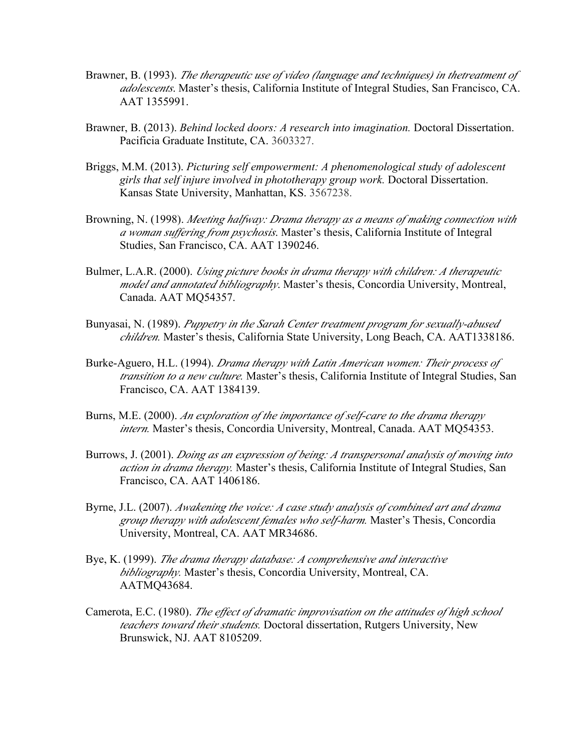Brawner, B. (1993). *The therapeutic use of video (language and techniques) in thetreatment of adolescents*. Master's thesis, California Institute of Integral Studies, San Francisco, CA. AAT 1355991.

Brawner, B. (2013). *Behind locked doors: A research into imagination.* Doctoral Dissertation. Pacificia Graduate Institute, CA. 3603327.

Briggs, M.M. (2013). *Picturing self empowerment: A phenomenological study of adolescent girls that self injure involved in phototherapy group work.* Doctoral Dissertation. Kansas State University, Manhattan, KS. 3567238.

Browning, N. (1998). *Meeting halfway: Drama therapy as a means of making connection with a woman suffering from psychosis*. Master's thesis, California Institute of Integral Studies, San Francisco, CA. AAT 1390246.

Bulmer, L.A.R. (2000). *Using picture books in drama therapy with children: A therapeutic model and annotated bibliography*. Master's thesis, Concordia University, Montreal, Canada. AAT MQ54357.

Bunyasai, N. (1989). *Puppetry in the Sarah Center treatment program for sexually-abused children.* Master's thesis, California State University, Long Beach, CA. AAT1338186.

Burke-Aguero, H.L. (1994). *Drama therapy with Latin American women: Their process of transition to a new culture.* Master's thesis, California Institute of Integral Studies, San Francisco, CA. AAT 1384139.

Burns, M.E. (2000). *An exploration of the importance of self-care to the drama therapy intern.* Master's thesis, Concordia University, Montreal, Canada. AAT MQ54353.

Burrows, J. (2001). *Doing as an expression of being: A transpersonal analysis of moving into action in drama therapy.* Master's thesis, California Institute of Integral Studies, San Francisco, CA. AAT 1406186.

Byrne, J.L. (2007). *Awakening the voice: A case study analysis of combined art and drama group therapy with adolescent females who self-harm.* Master's Thesis, Concordia University, Montreal, CA. AAT MR34686.

Bye, K. (1999). *The drama therapy database: A comprehensive and interactive bibliography.* Master's thesis, Concordia University, Montreal, CA. AATMQ43684.

Camerota, E.C. (1980). *The effect of dramatic improvisation on the attitudes of high school teachers toward their students.* Doctoral dissertation, Rutgers University, New Brunswick, NJ. AAT 8105209.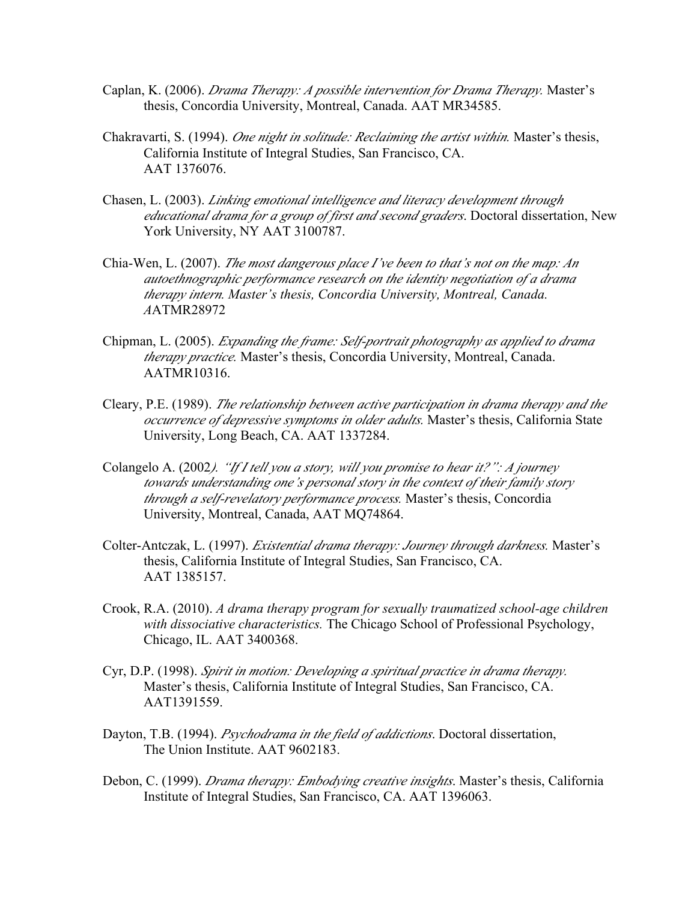Caplan, K. (2006). *Drama Therapy: A possible intervention for Drama Therapy.* Master's thesis, Concordia University, Montreal, Canada. AAT MR34585.

Chakravarti, S. (1994). *One night in solitude: Reclaiming the artist within.* Master's thesis, California Institute of Integral Studies, San Francisco, CA. AAT 1376076.

Chasen, L. (2003). *Linking emotional intelligence and literacy development through educational drama for a group of first and second graders*. Doctoral dissertation, New York University, NY AAT 3100787.

Chia-Wen, L. (2007). *The most dangerous place I've been to that's not on the map: An autoethnographic performance research on the identity negotiation of a drama therapy intern. Master's thesis, Concordia University, Montreal, Canada. A*ATMR28972

Chipman, L. (2005). *Expanding the frame: Self-portrait photography as applied to drama therapy practice.* Master's thesis, Concordia University, Montreal, Canada. AATMR10316.

Cleary, P.E. (1989). *The relationship between active participation in drama therapy and the occurrence of depressive symptoms in older adults.* Master's thesis, California State University, Long Beach, CA. AAT 1337284.

Colangelo A. (2002*). "If I tell you a story, will you promise to hear it?": A journey towards understanding one's personal story in the context of their family story through a self-revelatory performance process.* Master's thesis, Concordia University, Montreal, Canada, AAT MQ74864.

Colter-Antczak, L. (1997). *Existential drama therapy: Journey through darkness.* Master's thesis, California Institute of Integral Studies, San Francisco, CA. AAT 1385157.

Crook, R.A. (2010). *A drama therapy program for sexually traumatized school-age children with dissociative characteristics.* The Chicago School of Professional Psychology, Chicago, IL. AAT 3400368.

Cyr, D.P. (1998). *Spirit in motion: Developing a spiritual practice in drama therapy.* Master's thesis, California Institute of Integral Studies, San Francisco, CA. AAT1391559.

Dayton, T.B. (1994). *Psychodrama in the field of addictions*. Doctoral dissertation, The Union Institute. AAT 9602183.

Debon, C. (1999). *Drama therapy: Embodying creative insights.* Master's thesis, California Institute of Integral Studies, San Francisco, CA. AAT 1396063.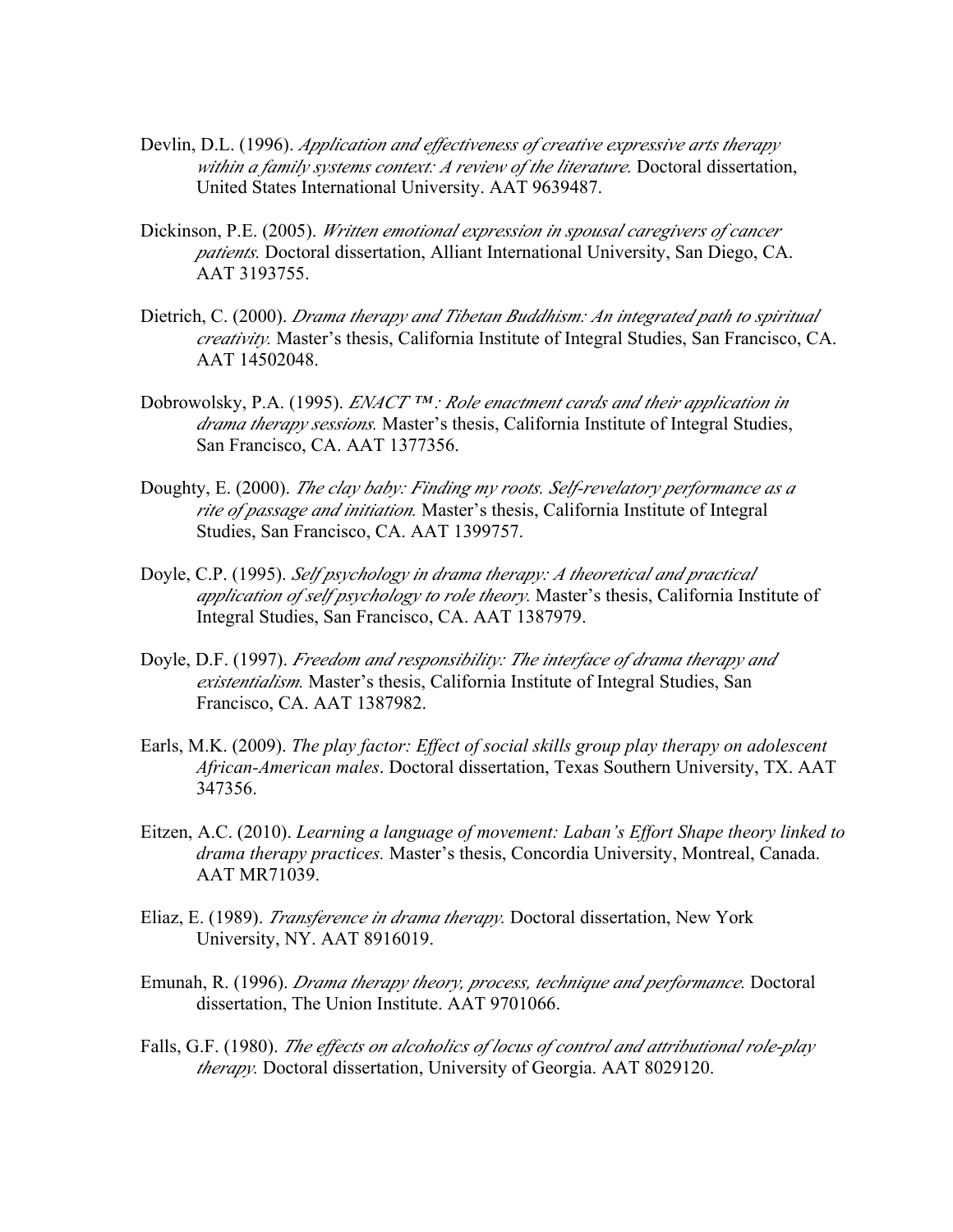Devlin, D.L. (1996). *Application and effectiveness of creative expressive arts therapy within a family systems context: A review of the literature.* Doctoral dissertation, United States International University. AAT 9639487.

Dickinson, P.E. (2005). *Written emotional expression in spousal caregivers of cancer patients.* Doctoral dissertation, Alliant International University, San Diego, CA. AAT 3193755.

Dietrich, C. (2000). *Drama therapy and Tibetan Buddhism: An integrated path to spiritual creativity.* Master's thesis, California Institute of Integral Studies, San Francisco, CA. AAT 14502048.

Dobrowolsky, P.A. (1995). *ENACT ™: Role enactment cards and their application in drama therapy sessions.* Master's thesis, California Institute of Integral Studies, San Francisco, CA. AAT 1377356.

Doughty, E. (2000). *The clay baby: Finding my roots. Self-revelatory performance as a rite of passage and initiation.* Master's thesis, California Institute of Integral Studies, San Francisco, CA. AAT 1399757.

Doyle, C.P. (1995). *Self psychology in drama therapy: A theoretical and practical application of self psychology to role theory.* Master's thesis, California Institute of Integral Studies, San Francisco, CA. AAT 1387979.

Doyle, D.F. (1997). *Freedom and responsibility: The interface of drama therapy and existentialism.* Master's thesis, California Institute of Integral Studies, San Francisco, CA. AAT 1387982.

Earls, M.K. (2009). *The play factor: Effect of social skills group play therapy on adolescent African-American males*. Doctoral dissertation, Texas Southern University, TX. AAT 347356.

Eitzen, A.C. (2010). *Learning a language of movement: Laban's Effort Shape theory linked to drama therapy practices.* Master's thesis, Concordia University, Montreal, Canada. AAT MR71039.

Eliaz, E. (1989). *Transference in drama therapy.* Doctoral dissertation, New York University, NY. AAT 8916019.

Emunah, R. (1996). *Drama therapy theory, process, technique and performance.* Doctoral dissertation, The Union Institute. AAT 9701066.

Falls, G.F. (1980). *The effects on alcoholics of locus of control and attributional role-play therapy.* Doctoral dissertation, University of Georgia. AAT 8029120.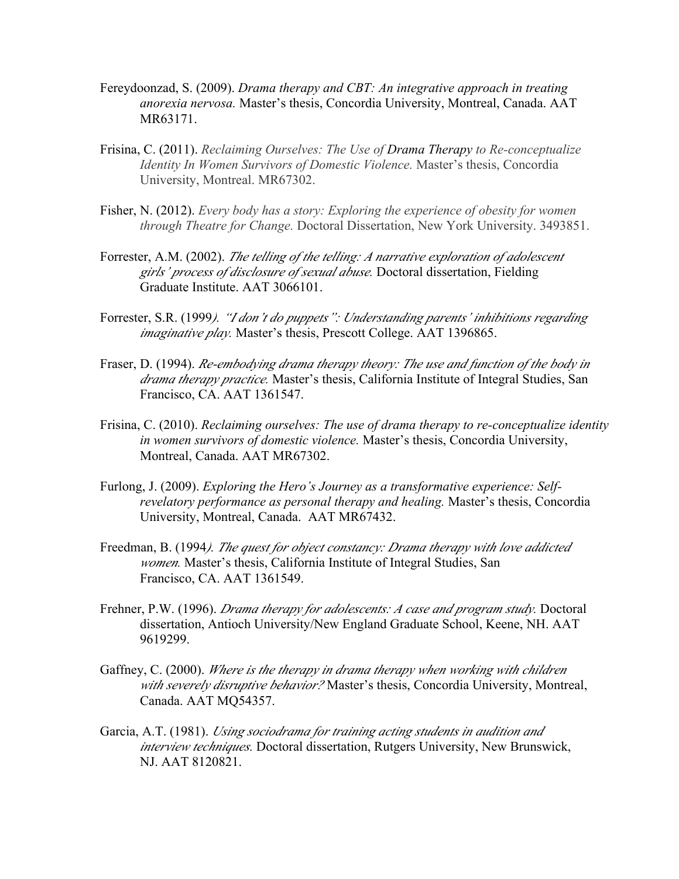Fereydoonzad, S. (2009). *Drama therapy and CBT: An integrative approach in treating anorexia nervosa.* Master's thesis, Concordia University, Montreal, Canada. AAT MR63171.

Frisina, C. (2011). *Reclaiming Ourselves: The Use of* Drama Therapy *to Re-conceptualize Identity In Women Survivors of Domestic Violence.* Master's thesis, Concordia University, Montreal. MR67302.

Fisher, N. (2012). *Every body has a story: Exploring the experience of obesity for women through Theatre for Change.* Doctoral Dissertation, New York University. 3493851.

Forrester, A.M. (2002). *The telling of the telling: A narrative exploration of adolescent girls' process of disclosure of sexual abuse.* Doctoral dissertation, Fielding Graduate Institute. AAT 3066101.

Forrester, S.R. (1999*). "I don't do puppets": Understanding parents' inhibitions regarding imaginative play.* Master's thesis, Prescott College. AAT 1396865.

Fraser, D. (1994). *Re-embodying drama therapy theory: The use and function of the body in drama therapy practice.* Master's thesis, California Institute of Integral Studies, San Francisco, CA. AAT 1361547.

Frisina, C. (2010). *Reclaiming ourselves: The use of drama therapy to re-conceptualize identity in women survivors of domestic violence.* Master's thesis, Concordia University, Montreal, Canada. AAT MR67302.

Furlong, J. (2009). *Exploring the Hero's Journey as a transformative experience: Self-revelatory performance as personal therapy and healing.* Master's thesis, Concordia University, Montreal, Canada. AAT MR67432.

Freedman, B. (1994*). The quest for object constancy: Drama therapy with love addicted women.* Master's thesis, California Institute of Integral Studies, San Francisco, CA. AAT 1361549.

Frehner, P.W. (1996). *Drama therapy for adolescents: A case and program study.* Doctoral dissertation, Antioch University/New England Graduate School, Keene, NH. AAT 9619299.

Gaffney, C. (2000). *Where is the therapy in drama therapy when working with children with severely disruptive behavior?* Master's thesis, Concordia University, Montreal, Canada. AAT MQ54357.

Garcia, A.T. (1981). *Using sociodrama for training acting students in audition and interview techniques.* Doctoral dissertation, Rutgers University, New Brunswick, NJ. AAT 8120821.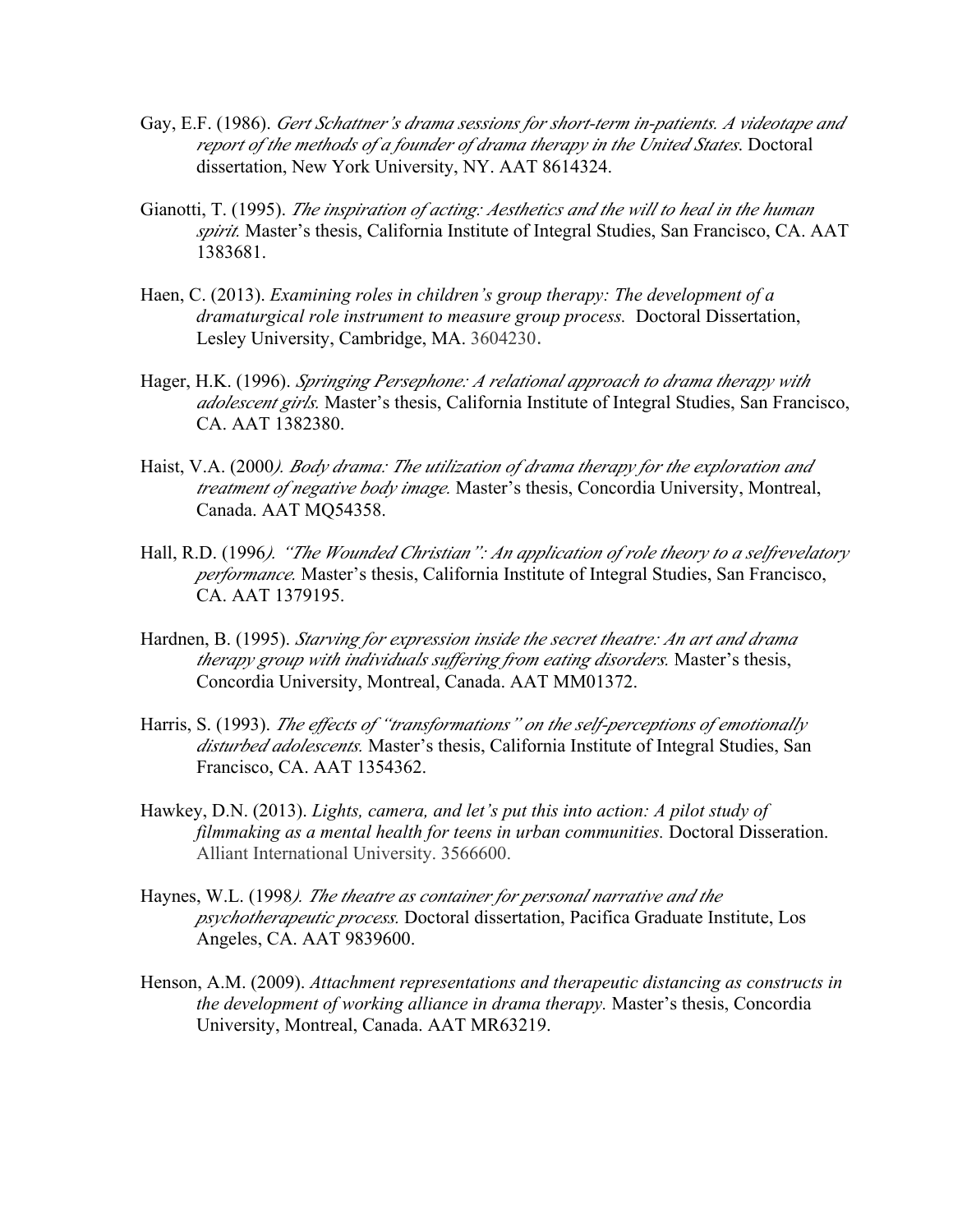Gay, E.F. (1986). *Gert Schattner's drama sessions for short-term in-patients. A videotape and report of the methods of a founder of drama therapy in the United States*. Doctoral dissertation, New York University, NY. AAT 8614324.

Gianotti, T. (1995). *The inspiration of acting: Aesthetics and the will to heal in the human spirit.* Master's thesis, California Institute of Integral Studies, San Francisco, CA. AAT 1383681.

Haen, C. (2013). *Examining roles in children's group therapy: The development of a dramaturgical role instrument to measure group process.* Doctoral Dissertation, Lesley University, Cambridge, MA. 3604230.

Hager, H.K. (1996). *Springing Persephone: A relational approach to drama therapy with adolescent girls.* Master's thesis, California Institute of Integral Studies, San Francisco, CA. AAT 1382380.

Haist, V.A. (2000*). Body drama: The utilization of drama therapy for the exploration and treatment of negative body image.* Master's thesis, Concordia University, Montreal, Canada. AAT MQ54358.

Hall, R.D. (1996*). "The Wounded Christian": An application of role theory to a selfrevelatory performance.* Master's thesis, California Institute of Integral Studies, San Francisco, CA. AAT 1379195.

Hardnen, B. (1995). *Starving for expression inside the secret theatre: An art and drama therapy group with individuals suffering from eating disorders.* Master's thesis, Concordia University, Montreal, Canada. AAT MM01372.

Harris, S. (1993). *The effects of "transformations" on the self-perceptions of emotionally disturbed adolescents.* Master's thesis, California Institute of Integral Studies, San Francisco, CA. AAT 1354362.

Hawkey, D.N. (2013). *Lights, camera, and let's put this into action: A pilot study of filmmaking as a mental health for teens in urban communities.* Doctoral Disseration. Alliant International University. 3566600.

Haynes, W.L. (1998*). The theatre as container for personal narrative and the psychotherapeutic process.* Doctoral dissertation, Pacifica Graduate Institute, Los Angeles, CA. AAT 9839600.

Henson, A.M. (2009). *Attachment representations and therapeutic distancing as constructs in the development of working alliance in drama therapy.* Master's thesis, Concordia University, Montreal, Canada. AAT MR63219.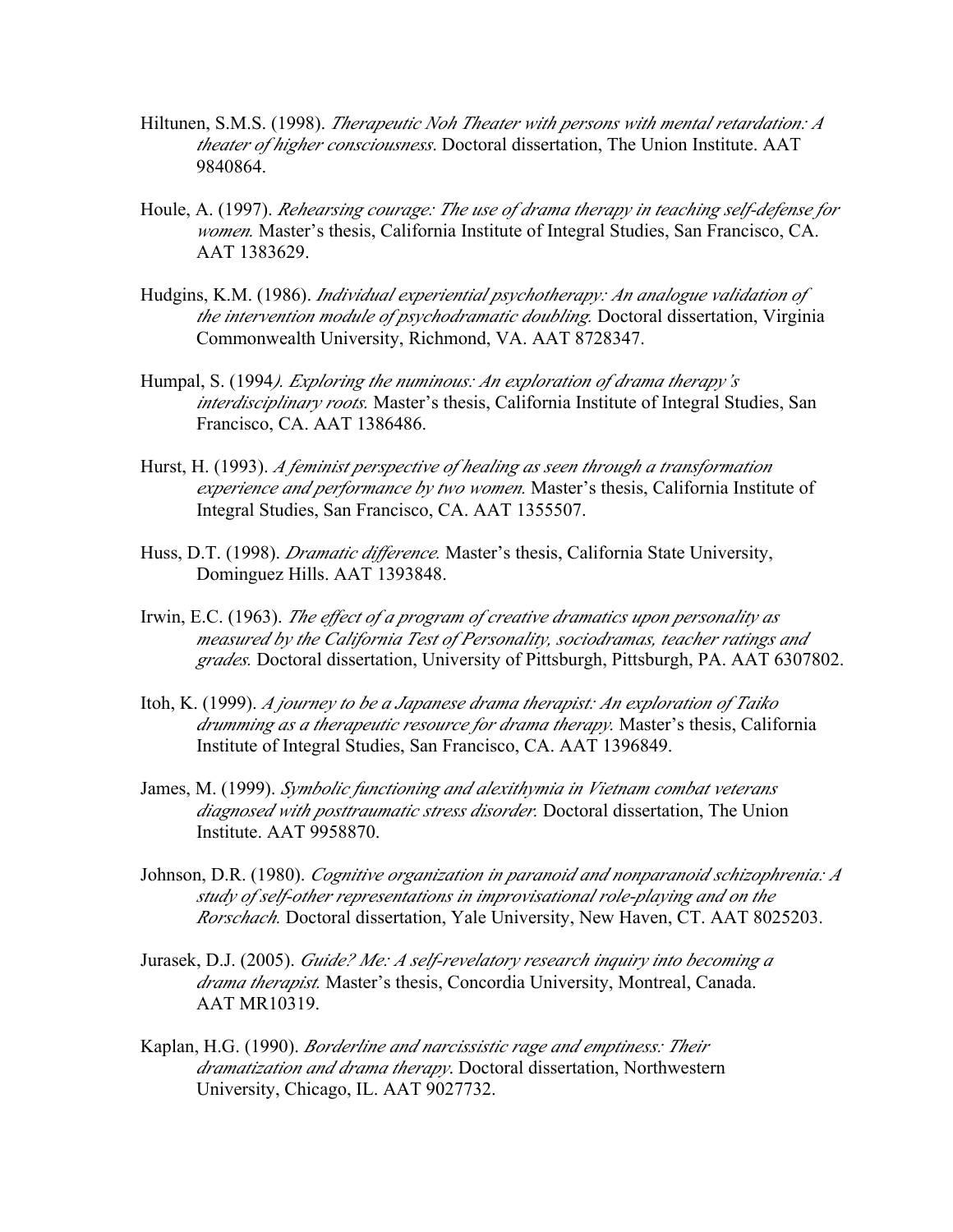Hiltunen, S.M.S. (1998). *Therapeutic Noh Theater with persons with mental retardation: A theater of higher consciousness*. Doctoral dissertation, The Union Institute. AAT 9840864.

Houle, A. (1997). *Rehearsing courage: The use of drama therapy in teaching self-defense for women.* Master's thesis, California Institute of Integral Studies, San Francisco, CA. AAT 1383629.

Hudgins, K.M. (1986). *Individual experiential psychotherapy: An analogue validation of the intervention module of psychodramatic doubling.* Doctoral dissertation, Virginia Commonwealth University, Richmond, VA. AAT 8728347.

Humpal, S. (1994*). Exploring the numinous: An exploration of drama therapy's interdisciplinary roots.* Master's thesis, California Institute of Integral Studies, San Francisco, CA. AAT 1386486.

Hurst, H. (1993). *A feminist perspective of healing as seen through a transformation experience and performance by two women.* Master's thesis, California Institute of Integral Studies, San Francisco, CA. AAT 1355507.

Huss, D.T. (1998). *Dramatic difference.* Master's thesis, California State University, Dominguez Hills. AAT 1393848.

Irwin, E.C. (1963). *The effect of a program of creative dramatics upon personality as measured by the California Test of Personality, sociodramas, teacher ratings and grades.* Doctoral dissertation, University of Pittsburgh, Pittsburgh, PA. AAT 6307802.

Itoh, K. (1999). *A journey to be a Japanese drama therapist: An exploration of Taiko drumming as a therapeutic resource for drama therapy.* Master's thesis, California Institute of Integral Studies, San Francisco, CA. AAT 1396849.

James, M. (1999). *Symbolic functioning and alexithymia in Vietnam combat veterans diagnosed with posttraumatic stress disorder.* Doctoral dissertation, The Union Institute. AAT 9958870.

Johnson, D.R. (1980). *Cognitive organization in paranoid and nonparanoid schizophrenia: A study of self-other representations in improvisational role-playing and on the Rorschach.* Doctoral dissertation, Yale University, New Haven, CT. AAT 8025203.

Jurasek, D.J. (2005). *Guide? Me: A self-revelatory research inquiry into becoming a drama therapist.* Master's thesis, Concordia University, Montreal, Canada. AAT MR10319.

Kaplan, H.G. (1990). *Borderline and narcissistic rage and emptiness: Their dramatization and drama therapy*. Doctoral dissertation, Northwestern University, Chicago, IL. AAT 9027732.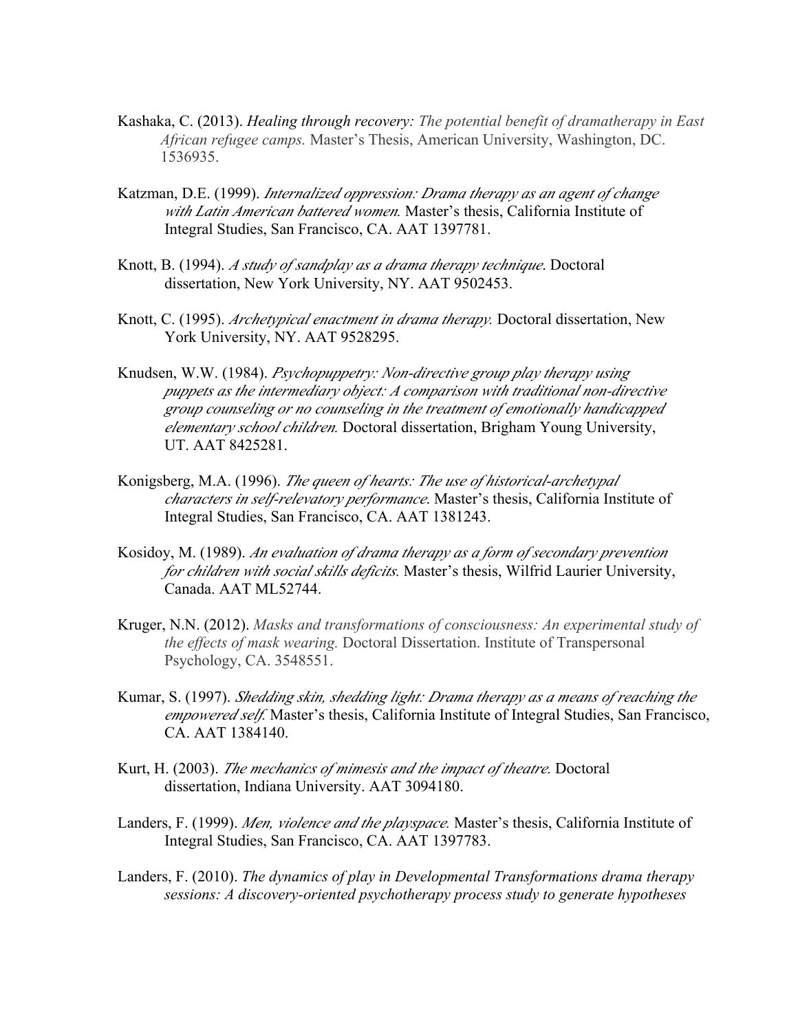Kashaka, C. (2013). *Healing through recovery: The potential benefit of dramatherapy in East African refugee camps.* Master's Thesis, American University, Washington, DC. 1536935.

Katzman, D.E. (1999). *Internalized oppression: Drama therapy as an agent of change with Latin American battered women.* Master's thesis, California Institute of Integral Studies, San Francisco, CA. AAT 1397781.

Knott, B. (1994). *A study of sandplay as a drama therapy technique*. Doctoral dissertation, New York University, NY. AAT 9502453.

Knott, C. (1995). *Archetypical enactment in drama therapy.* Doctoral dissertation, New York University, NY. AAT 9528295.

Knudsen, W.W. (1984). *Psychopuppetry: Non-directive group play therapy using puppets as the intermediary object: A comparison with traditional non-directive group counseling or no counseling in the treatment of emotionally handicapped elementary school children.* Doctoral dissertation, Brigham Young University, UT. AAT 8425281.

Konigsberg, M.A. (1996). *The queen of hearts: The use of historical-archetypal characters in self-relevatory performance*. Master's thesis, California Institute of Integral Studies, San Francisco, CA. AAT 1381243.

Kosidoy, M. (1989). *An evaluation of drama therapy as a form of secondary prevention for children with social skills deficits.* Master's thesis, Wilfrid Laurier University, Canada. AAT ML52744.

Kruger, N.N. (2012). *Masks and transformations of consciousness: An experimental study of the effects of mask wearing.* Doctoral Dissertation. Institute of Transpersonal Psychology, CA. 3548551.

Kumar, S. (1997). *Shedding skin, shedding light: Drama therapy as a means of reaching the empowered self.* Master's thesis, California Institute of Integral Studies, San Francisco, CA. AAT 1384140.

Kurt, H. (2003). *The mechanics of mimesis and the impact of theatre.* Doctoral dissertation, Indiana University. AAT 3094180.

Landers, F. (1999). *Men, violence and the playspace.* Master's thesis, California Institute of Integral Studies, San Francisco, CA. AAT 1397783.

Landers, F. (2010). *The dynamics of play in Developmental Transformations drama therapy sessions: A discovery-oriented psychotherapy process study to generate hypotheses*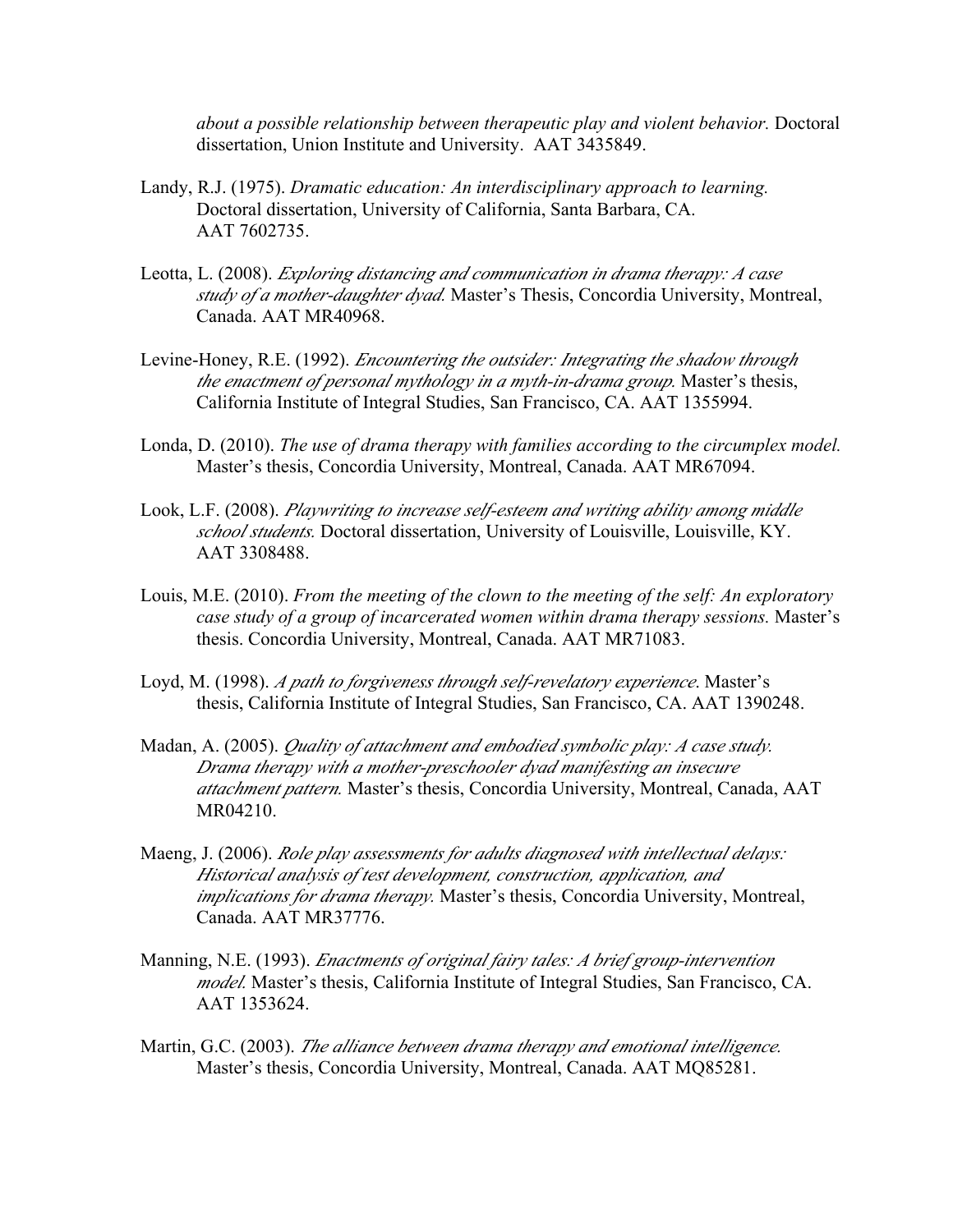*about a possible relationship between therapeutic play and violent behavior.* Doctoral dissertation, Union Institute and University. AAT 3435849.

Landy, R.J. (1975). *Dramatic education: An interdisciplinary approach to learning.* Doctoral dissertation, University of California, Santa Barbara, CA. AAT 7602735.

Leotta, L. (2008). *Exploring distancing and communication in drama therapy: A case study of a mother-daughter dyad.* Master's Thesis, Concordia University, Montreal, Canada. AAT MR40968.

Levine-Honey, R.E. (1992). *Encountering the outsider: Integrating the shadow through the enactment of personal mythology in a myth-in-drama group.* Master's thesis, California Institute of Integral Studies, San Francisco, CA. AAT 1355994.

Londa, D. (2010). *The use of drama therapy with families according to the circumplex model.* Master's thesis, Concordia University, Montreal, Canada. AAT MR67094.

Look, L.F. (2008). *Playwriting to increase self-esteem and writing ability among middle school students.* Doctoral dissertation, University of Louisville, Louisville, KY. AAT 3308488.

Louis, M.E. (2010). *From the meeting of the clown to the meeting of the self: An exploratory case study of a group of incarcerated women within drama therapy sessions.* Master's thesis. Concordia University, Montreal, Canada. AAT MR71083.

Loyd, M. (1998). *A path to forgiveness through self-revelatory experience*. Master's thesis, California Institute of Integral Studies, San Francisco, CA. AAT 1390248.

Madan, A. (2005). *Quality of attachment and embodied symbolic play: A case study. Drama therapy with a mother-preschooler dyad manifesting an insecure attachment pattern.* Master's thesis, Concordia University, Montreal, Canada, AAT MR04210.

Maeng, J. (2006). *Role play assessments for adults diagnosed with intellectual delays: Historical analysis of test development, construction, application, and implications for drama therapy.* Master's thesis, Concordia University, Montreal, Canada. AAT MR37776.

Manning, N.E. (1993). *Enactments of original fairy tales: A brief group-intervention model.* Master's thesis, California Institute of Integral Studies, San Francisco, CA. AAT 1353624.

Martin, G.C. (2003). *The alliance between drama therapy and emotional intelligence.* Master's thesis, Concordia University, Montreal, Canada. AAT MQ85281.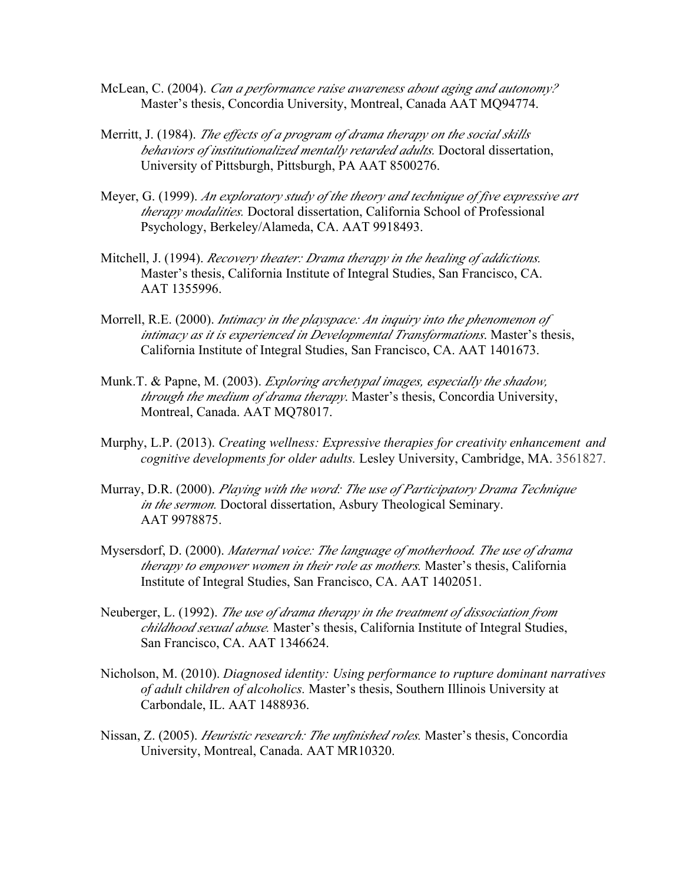McLean, C. (2004). *Can a performance raise awareness about aging and autonomy?* Master's thesis, Concordia University, Montreal, Canada AAT MQ94774.

Merritt, J. (1984). *The effects of a program of drama therapy on the social skills behaviors of institutionalized mentally retarded adults.* Doctoral dissertation, University of Pittsburgh, Pittsburgh, PA AAT 8500276.

Meyer, G. (1999). *An exploratory study of the theory and technique of five expressive art therapy modalities.* Doctoral dissertation, California School of Professional Psychology, Berkeley/Alameda, CA. AAT 9918493.

Mitchell, J. (1994). *Recovery theater: Drama therapy in the healing of addictions.* Master's thesis, California Institute of Integral Studies, San Francisco, CA. AAT 1355996.

Morrell, R.E. (2000). *Intimacy in the playspace: An inquiry into the phenomenon of intimacy as it is experienced in Developmental Transformations.* Master's thesis, California Institute of Integral Studies, San Francisco, CA. AAT 1401673.

Munk.T. & Papne, M. (2003). *Exploring archetypal images, especially the shadow, through the medium of drama therapy.* Master's thesis, Concordia University, Montreal, Canada. AAT MQ78017.

Murphy, L.P. (2013). *Creating wellness: Expressive therapies for creativity enhancement and cognitive developments for older adults.* Lesley University, Cambridge, MA. 3561827.

Murray, D.R. (2000). *Playing with the word: The use of Participatory Drama Technique in the sermon.* Doctoral dissertation, Asbury Theological Seminary. AAT 9978875.

Mysersdorf, D. (2000). *Maternal voice: The language of motherhood. The use of drama therapy to empower women in their role as mothers.* Master's thesis, California Institute of Integral Studies, San Francisco, CA. AAT 1402051.

Neuberger, L. (1992). *The use of drama therapy in the treatment of dissociation from childhood sexual abuse.* Master's thesis, California Institute of Integral Studies, San Francisco, CA. AAT 1346624.

Nicholson, M. (2010). *Diagnosed identity: Using performance to rupture dominant narratives of adult children of alcoholics.* Master's thesis, Southern Illinois University at Carbondale, IL. AAT 1488936.

Nissan, Z. (2005). *Heuristic research: The unfinished roles.* Master's thesis, Concordia University, Montreal, Canada. AAT MR10320.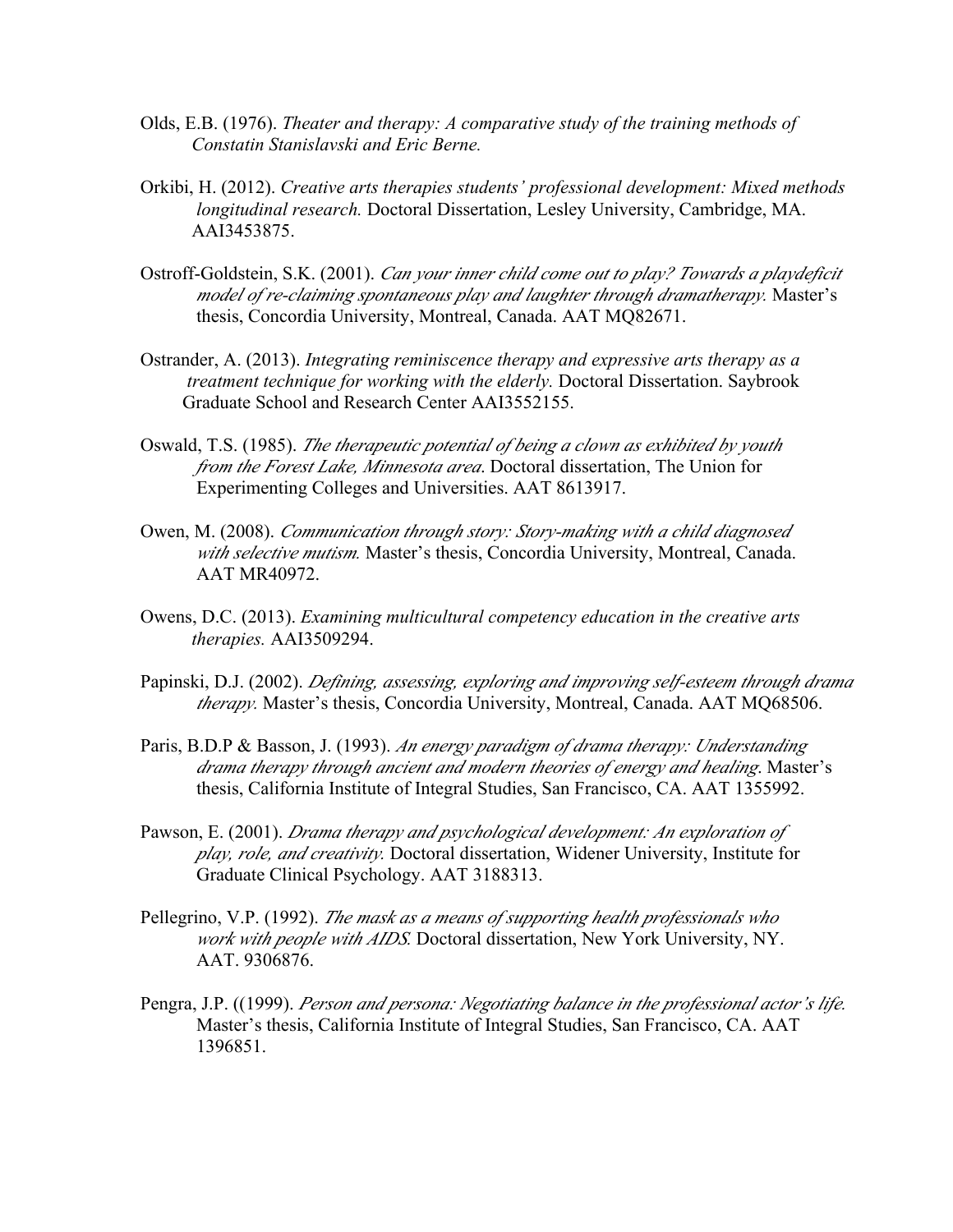Olds, E.B. (1976). *Theater and therapy: A comparative study of the training methods of Constatin Stanislavski and Eric Berne.*

Orkibi, H. (2012). *Creative arts therapies students' professional development: Mixed methods longitudinal research.* Doctoral Dissertation, Lesley University, Cambridge, MA. AAI3453875.

Ostroff-Goldstein, S.K. (2001). *Can your inner child come out to play? Towards a playdeficit model of re-claiming spontaneous play and laughter through dramatherapy.* Master's thesis, Concordia University, Montreal, Canada. AAT MQ82671.

Ostrander, A. (2013). *Integrating reminiscence therapy and expressive arts therapy as a treatment technique for working with the elderly.* Doctoral Dissertation. Saybrook Graduate School and Research Center AAI3552155.

Oswald, T.S. (1985). *The therapeutic potential of being a clown as exhibited by youth from the Forest Lake, Minnesota area.* Doctoral dissertation, The Union for Experimenting Colleges and Universities. AAT 8613917.

Owen, M. (2008). *Communication through story: Story-making with a child diagnosed with selective mutism.* Master's thesis, Concordia University, Montreal, Canada. AAT MR40972.

Owens, D.C. (2013). *Examining multicultural competency education in the creative arts therapies.* AAI3509294.

Papinski, D.J. (2002). *Defining, assessing, exploring and improving self-esteem through drama therapy.* Master's thesis, Concordia University, Montreal, Canada. AAT MQ68506.

Paris, B.D.P & Basson, J. (1993). *An energy paradigm of drama therapy: Understanding drama therapy through ancient and modern theories of energy and healing*. Master's thesis, California Institute of Integral Studies, San Francisco, CA. AAT 1355992.

Pawson, E. (2001). *Drama therapy and psychological development: An exploration of play, role, and creativity.* Doctoral dissertation, Widener University, Institute for Graduate Clinical Psychology. AAT 3188313.

Pellegrino, V.P. (1992). *The mask as a means of supporting health professionals who work with people with AIDS.* Doctoral dissertation, New York University, NY. AAT. 9306876.

Pengra, J.P. ((1999). *Person and persona: Negotiating balance in the professional actor's life.* Master's thesis, California Institute of Integral Studies, San Francisco, CA. AAT 1396851.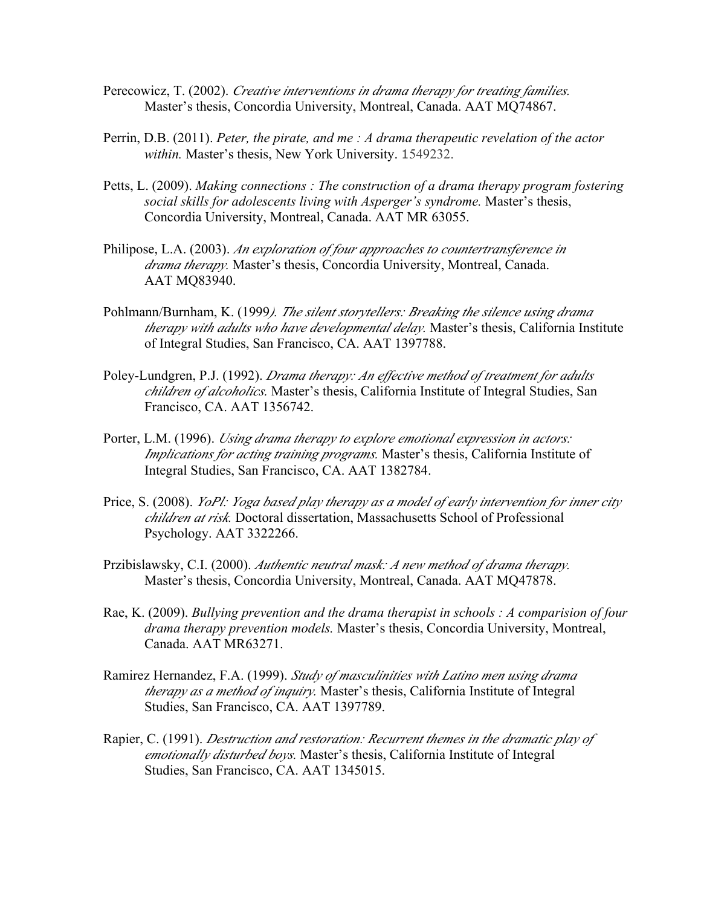Perecowicz, T. (2002). *Creative interventions in drama therapy for treating families.* Master's thesis, Concordia University, Montreal, Canada. AAT MQ74867.

Perrin, D.B. (2011). *Peter, the pirate, and me : A drama therapeutic revelation of the actor within.* Master's thesis, New York University. 1549232.

Petts, L. (2009). *Making connections : The construction of a drama therapy program fostering social skills for adolescents living with Asperger's syndrome.* Master's thesis, Concordia University, Montreal, Canada. AAT MR 63055.

Philipose, L.A. (2003). *An exploration of four approaches to countertransference in drama therapy.* Master's thesis, Concordia University, Montreal, Canada. AAT MQ83940.

Pohlmann/Burnham, K. (1999*). The silent storytellers: Breaking the silence using drama therapy with adults who have developmental delay.* Master's thesis, California Institute of Integral Studies, San Francisco, CA. AAT 1397788.

Poley-Lundgren, P.J. (1992). *Drama therapy: An effective method of treatment for adults children of alcoholics.* Master's thesis, California Institute of Integral Studies, San Francisco, CA. AAT 1356742.

Porter, L.M. (1996). *Using drama therapy to explore emotional expression in actors: Implications for acting training programs.* Master's thesis, California Institute of Integral Studies, San Francisco, CA. AAT 1382784.

Price, S. (2008). *YoPl: Yoga based play therapy as a model of early intervention for inner city children at risk.* Doctoral dissertation, Massachusetts School of Professional Psychology. AAT 3322266.

Przibislawsky, C.I. (2000). *Authentic neutral mask: A new method of drama therapy.* Master's thesis, Concordia University, Montreal, Canada. AAT MQ47878.

Rae, K. (2009). *Bullying prevention and the drama therapist in schools : A comparision of four drama therapy prevention models.* Master's thesis, Concordia University, Montreal, Canada. AAT MR63271.

Ramirez Hernandez, F.A. (1999). *Study of masculinities with Latino men using drama therapy as a method of inquiry.* Master's thesis, California Institute of Integral Studies, San Francisco, CA. AAT 1397789.

Rapier, C. (1991). *Destruction and restoration: Recurrent themes in the dramatic play of emotionally disturbed boys.* Master's thesis, California Institute of Integral Studies, San Francisco, CA. AAT 1345015.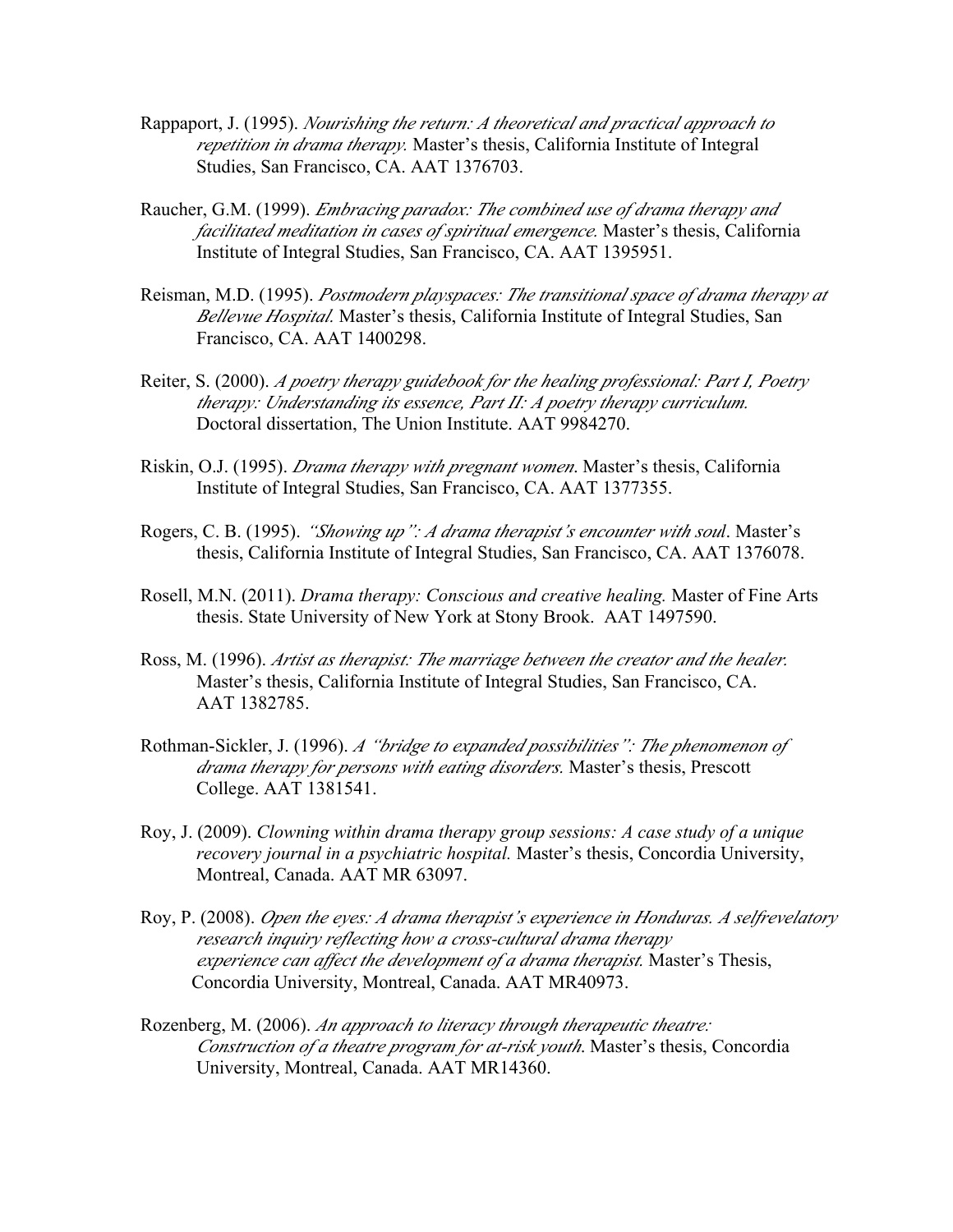Rappaport, J. (1995). *Nourishing the return: A theoretical and practical approach to repetition in drama therapy.* Master's thesis, California Institute of Integral Studies, San Francisco, CA. AAT 1376703.

Raucher, G.M. (1999). *Embracing paradox: The combined use of drama therapy and facilitated meditation in cases of spiritual emergence.* Master's thesis, California Institute of Integral Studies, San Francisco, CA. AAT 1395951.

Reisman, M.D. (1995). *Postmodern playspaces: The transitional space of drama therapy at Bellevue Hospital.* Master's thesis, California Institute of Integral Studies, San Francisco, CA. AAT 1400298.

Reiter, S. (2000). *A poetry therapy guidebook for the healing professional: Part I, Poetry therapy: Understanding its essence, Part II: A poetry therapy curriculum.* Doctoral dissertation, The Union Institute. AAT 9984270.

Riskin, O.J. (1995). *Drama therapy with pregnant women.* Master's thesis, California Institute of Integral Studies, San Francisco, CA. AAT 1377355.

Rogers, C. B. (1995). *"Showing up": A drama therapist's encounter with soul*. Master's thesis, California Institute of Integral Studies, San Francisco, CA. AAT 1376078.

Rosell, M.N. (2011). *Drama therapy: Conscious and creative healing.* Master of Fine Arts thesis. State University of New York at Stony Brook. AAT 1497590.

Ross, M. (1996). *Artist as therapist: The marriage between the creator and the healer.* Master's thesis, California Institute of Integral Studies, San Francisco, CA. AAT 1382785.

Rothman-Sickler, J. (1996). *A "bridge to expanded possibilities": The phenomenon of drama therapy for persons with eating disorders.* Master's thesis, Prescott College. AAT 1381541.

Roy, J. (2009). *Clowning within drama therapy group sessions: A case study of a unique recovery journal in a psychiatric hospital.* Master's thesis, Concordia University, Montreal, Canada. AAT MR 63097.

Roy, P. (2008). *Open the eyes: A drama therapist's experience in Honduras. A selfrevelatory research inquiry reflecting how a cross-cultural drama therapy experience can affect the development of a drama therapist.* Master's Thesis, Concordia University, Montreal, Canada. AAT MR40973.

Rozenberg, M. (2006). *An approach to literacy through therapeutic theatre: Construction of a theatre program for at-risk youth.* Master's thesis, Concordia University, Montreal, Canada. AAT MR14360.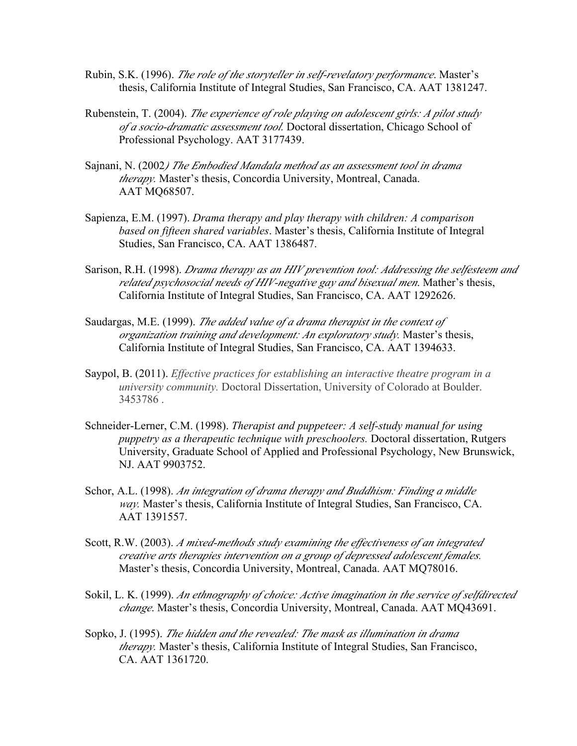Rubin, S.K. (1996). *The role of the storyteller in self-revelatory performance*. Master's thesis, California Institute of Integral Studies, San Francisco, CA. AAT 1381247.

Rubenstein, T. (2004). *The experience of role playing on adolescent girls: A pilot study of a socio-dramatic assessment tool.* Doctoral dissertation, Chicago School of Professional Psychology. AAT 3177439.

Sajnani, N. (2002*) The Embodied Mandala method as an assessment tool in drama therapy.* Master's thesis, Concordia University, Montreal, Canada. AAT MQ68507.

Sapienza, E.M. (1997). *Drama therapy and play therapy with children: A comparison based on fifteen shared variables*. Master's thesis, California Institute of Integral Studies, San Francisco, CA. AAT 1386487.

Sarison, R.H. (1998). *Drama therapy as an HIV prevention tool: Addressing the selfesteem and related psychosocial needs of HIV-negative gay and bisexual men.* Mather's thesis, California Institute of Integral Studies, San Francisco, CA. AAT 1292626.

Saudargas, M.E. (1999). *The added value of a drama therapist in the context of organization training and development: An exploratory study.* Master's thesis, California Institute of Integral Studies, San Francisco, CA. AAT 1394633.

Saypol, B. (2011). *Effective practices for establishing an interactive theatre program in a university community.* Doctoral Dissertation, University of Colorado at Boulder. 3453786 .

Schneider-Lerner, C.M. (1998). *Therapist and puppeteer: A self-study manual for using puppetry as a therapeutic technique with preschoolers.* Doctoral dissertation, Rutgers University, Graduate School of Applied and Professional Psychology, New Brunswick, NJ. AAT 9903752.

Schor, A.L. (1998). *An integration of drama therapy and Buddhism: Finding a middle way.* Master's thesis, California Institute of Integral Studies, San Francisco, CA. AAT 1391557.

Scott, R.W. (2003). *A mixed-methods study examining the effectiveness of an integrated creative arts therapies intervention on a group of depressed adolescent females.* Master's thesis, Concordia University, Montreal, Canada. AAT MQ78016.

Sokil, L. K. (1999). *An ethnography of choice: Active imagination in the service of selfdirected change*. Master's thesis, Concordia University, Montreal, Canada. AAT MQ43691.

Sopko, J. (1995). *The hidden and the revealed: The mask as illumination in drama therapy.* Master's thesis, California Institute of Integral Studies, San Francisco, CA. AAT 1361720.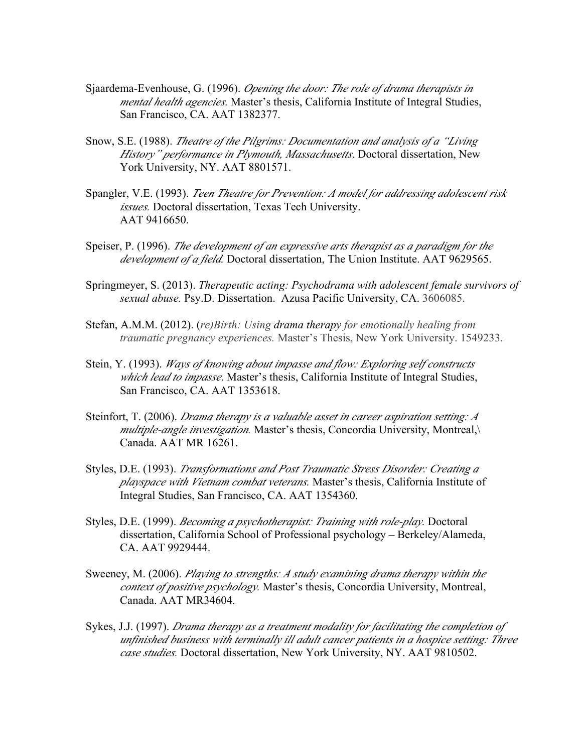Sjaardema-Evenhouse, G. (1996). *Opening the door: The role of drama therapists in mental health agencies.* Master's thesis, California Institute of Integral Studies, San Francisco, CA. AAT 1382377.

Snow, S.E. (1988). *Theatre of the Pilgrims: Documentation and analysis of a "Living History" performance in Plymouth, Massachusetts*. Doctoral dissertation, New York University, NY. AAT 8801571.

Spangler, V.E. (1993). *Teen Theatre for Prevention: A model for addressing adolescent risk issues.* Doctoral dissertation, Texas Tech University. AAT 9416650.

Speiser, P. (1996). *The development of an expressive arts therapist as a paradigm for the development of a field.* Doctoral dissertation, The Union Institute. AAT 9629565.

Springmeyer, S. (2013). *Therapeutic acting: Psychodrama with adolescent female survivors of sexual abuse.* Psy.D. Dissertation. Azusa Pacific University, CA. 3606085.

Stefan, A.M.M. (2012). (*re)Birth: Using drama therapy for emotionally healing from traumatic pregnancy experiences.* Master's Thesis, New York University. 1549233.

Stein, Y. (1993). *Ways of knowing about impasse and flow: Exploring self constructs which lead to impasse*. Master's thesis, California Institute of Integral Studies, San Francisco, CA. AAT 1353618.

Steinfort, T. (2006). *Drama therapy is a valuable asset in career aspiration setting: A multiple-angle investigation.* Master's thesis, Concordia University, Montreal,\ Canada. AAT MR 16261.

Styles, D.E. (1993). *Transformations and Post Traumatic Stress Disorder: Creating a playspace with Vietnam combat veterans.* Master's thesis, California Institute of Integral Studies, San Francisco, CA. AAT 1354360.

Styles, D.E. (1999). *Becoming a psychotherapist: Training with role-play.* Doctoral dissertation, California School of Professional psychology – Berkeley/Alameda, CA. AAT 9929444.

Sweeney, M. (2006). *Playing to strengths: A study examining drama therapy within the context of positive psychology.* Master's thesis, Concordia University, Montreal, Canada. AAT MR34604.

Sykes, J.J. (1997). *Drama therapy as a treatment modality for facilitating the completion of unfinished business with terminally ill adult cancer patients in a hospice setting: Three case studies.* Doctoral dissertation, New York University, NY. AAT 9810502.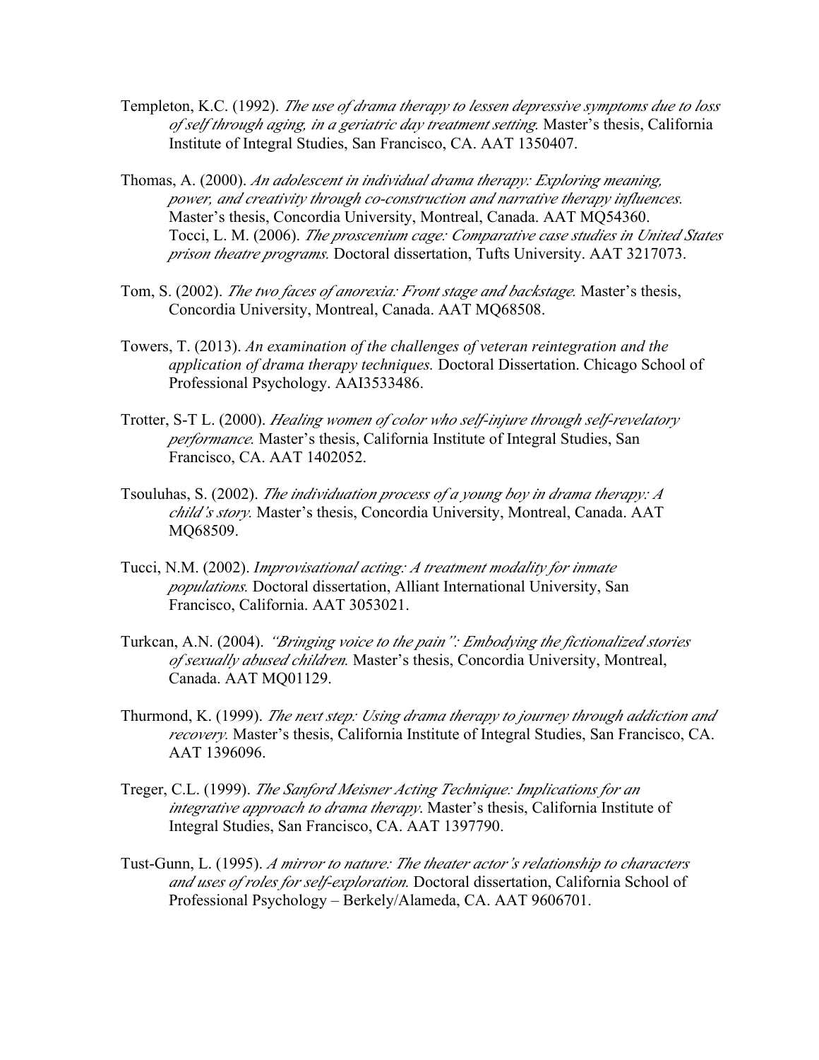Templeton, K.C. (1992). *The use of drama therapy to lessen depressive symptoms due to loss of self through aging, in a geriatric day treatment setting.* Master's thesis, California Institute of Integral Studies, San Francisco, CA. AAT 1350407.

Thomas, A. (2000). *An adolescent in individual drama therapy: Exploring meaning, power, and creativity through co-construction and narrative therapy influences.* Master's thesis, Concordia University, Montreal, Canada. AAT MQ54360.
Tocci, L. M. (2006). *The proscenium cage: Comparative case studies in United States prison theatre programs.* Doctoral dissertation, Tufts University. AAT 3217073.

Tom, S. (2002). *The two faces of anorexia: Front stage and backstage.* Master's thesis, Concordia University, Montreal, Canada. AAT MQ68508.

Towers, T. (2013). *An examination of the challenges of veteran reintegration and the application of drama therapy techniques.* Doctoral Dissertation. Chicago School of Professional Psychology. AAI3533486.

Trotter, S-T L. (2000). *Healing women of color who self-injure through self-revelatory performance.* Master's thesis, California Institute of Integral Studies, San Francisco, CA. AAT 1402052.

Tsouluhas, S. (2002). *The individuation process of a young boy in drama therapy: A child's story.* Master's thesis, Concordia University, Montreal, Canada. AAT MQ68509.

Tucci, N.M. (2002). *Improvisational acting: A treatment modality for inmate populations.* Doctoral dissertation, Alliant International University, San Francisco, California. AAT 3053021.

Turkcan, A.N. (2004). *"Bringing voice to the pain": Embodying the fictionalized stories of sexually abused children.* Master's thesis, Concordia University, Montreal, Canada. AAT MQ01129.

Thurmond, K. (1999). *The next step: Using drama therapy to journey through addiction and recovery.* Master's thesis, California Institute of Integral Studies, San Francisco, CA. AAT 1396096.

Treger, C.L. (1999). *The Sanford Meisner Acting Technique: Implications for an integrative approach to drama therapy*. Master's thesis, California Institute of Integral Studies, San Francisco, CA. AAT 1397790.

Tust-Gunn, L. (1995). *A mirror to nature: The theater actor's relationship to characters and uses of roles for self-exploration.* Doctoral dissertation, California School of Professional Psychology – Berkely/Alameda, CA. AAT 9606701.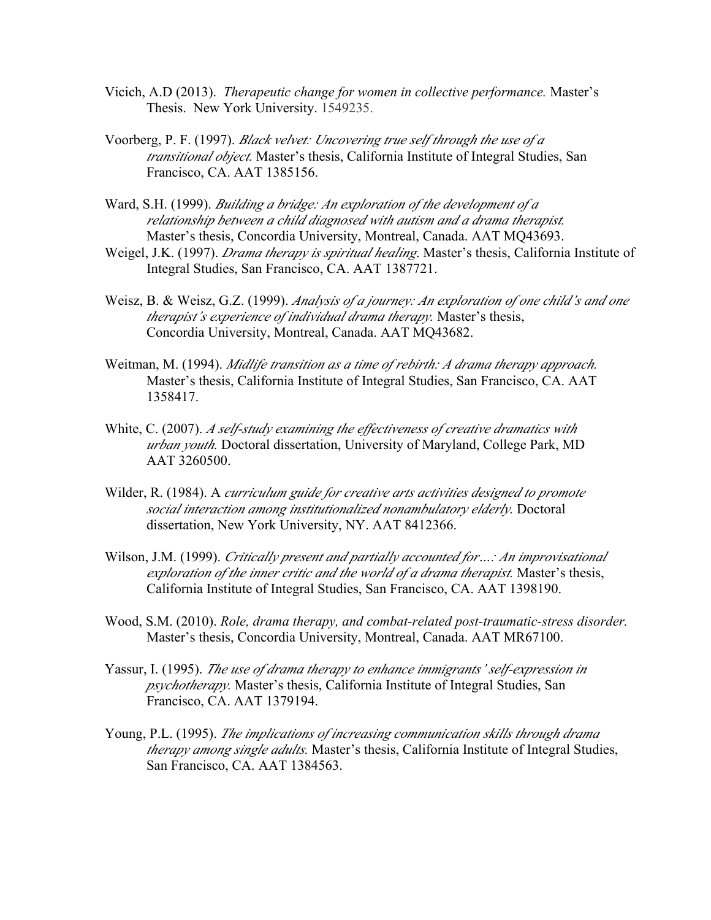Vicich, A.D (2013). *Therapeutic change for women in collective performance.* Master's Thesis. New York University. 1549235.

Voorberg, P. F. (1997). *Black velvet: Uncovering true self through the use of a transitional object.* Master's thesis, California Institute of Integral Studies, San Francisco, CA. AAT 1385156.

Ward, S.H. (1999). *Building a bridge: An exploration of the development of a relationship between a child diagnosed with autism and a drama therapist.* Master's thesis, Concordia University, Montreal, Canada. AAT MQ43693.

Weigel, J.K. (1997). *Drama therapy is spiritual healing*. Master's thesis, California Institute of Integral Studies, San Francisco, CA. AAT 1387721.

Weisz, B. & Weisz, G.Z. (1999). *Analysis of a journey: An exploration of one child's and one therapist's experience of individual drama therapy.* Master's thesis, Concordia University, Montreal, Canada. AAT MQ43682.

Weitman, M. (1994). *Midlife transition as a time of rebirth: A drama therapy approach.* Master's thesis, California Institute of Integral Studies, San Francisco, CA. AAT 1358417.

White, C. (2007). *A self-study examining the effectiveness of creative dramatics with urban youth.* Doctoral dissertation, University of Maryland, College Park, MD AAT 3260500.

Wilder, R. (1984). A *curriculum guide for creative arts activities designed to promote social interaction among institutionalized nonambulatory elderly.* Doctoral dissertation, New York University, NY. AAT 8412366.

Wilson, J.M. (1999). *Critically present and partially accounted for…: An improvisational exploration of the inner critic and the world of a drama therapist.* Master's thesis, California Institute of Integral Studies, San Francisco, CA. AAT 1398190.

Wood, S.M. (2010). *Role, drama therapy, and combat-related post-traumatic-stress disorder.* Master's thesis, Concordia University, Montreal, Canada. AAT MR67100.

Yassur, I. (1995). *The use of drama therapy to enhance immigrants' self-expression in psychotherapy.* Master's thesis, California Institute of Integral Studies, San Francisco, CA. AAT 1379194.

Young, P.L. (1995). *The implications of increasing communication skills through drama therapy among single adults.* Master's thesis, California Institute of Integral Studies, San Francisco, CA. AAT 1384563.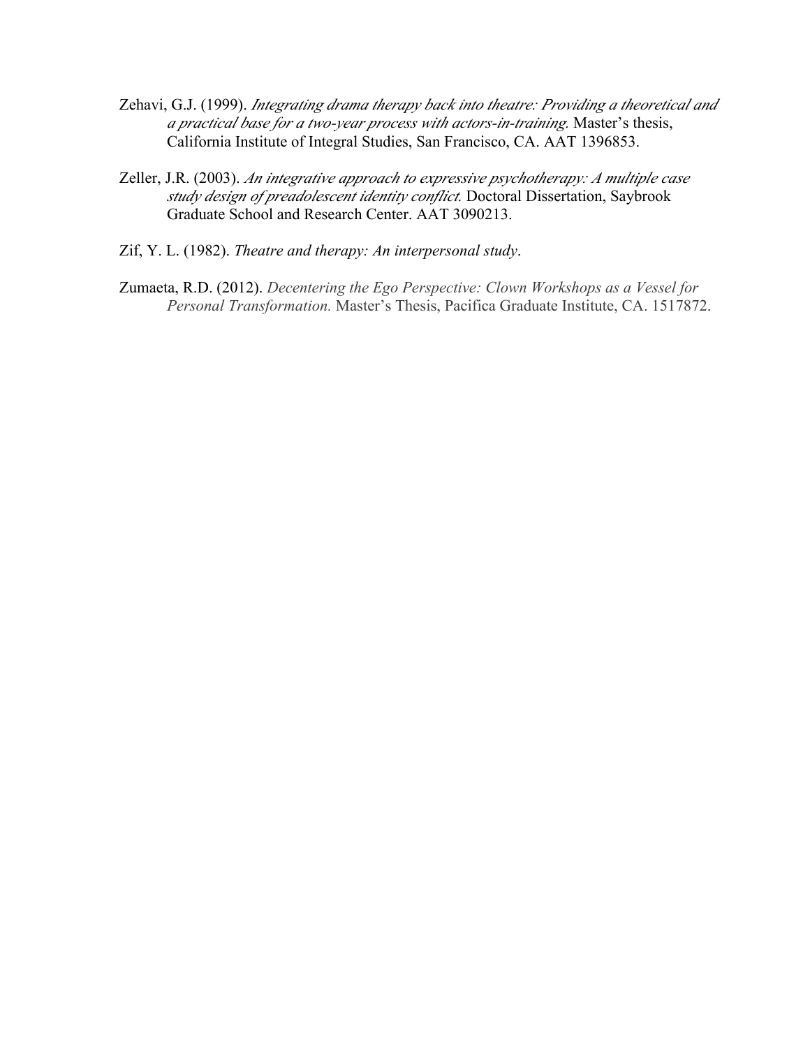Zehavi, G.J. (1999). *Integrating drama therapy back into theatre: Providing a theoretical and a practical base for a two-year process with actors-in-training.* Master's thesis, California Institute of Integral Studies, San Francisco, CA. AAT 1396853.

Zeller, J.R. (2003). *An integrative approach to expressive psychotherapy: A multiple case study design of preadolescent identity conflict.* Doctoral Dissertation, Saybrook Graduate School and Research Center. AAT 3090213.

Zif, Y. L. (1982). *Theatre and therapy: An interpersonal study*.

Zumaeta, R.D. (2012). *Decentering the Ego Perspective: Clown Workshops as a Vessel for Personal Transformation.* Master's Thesis, Pacifica Graduate Institute, CA. 1517872.